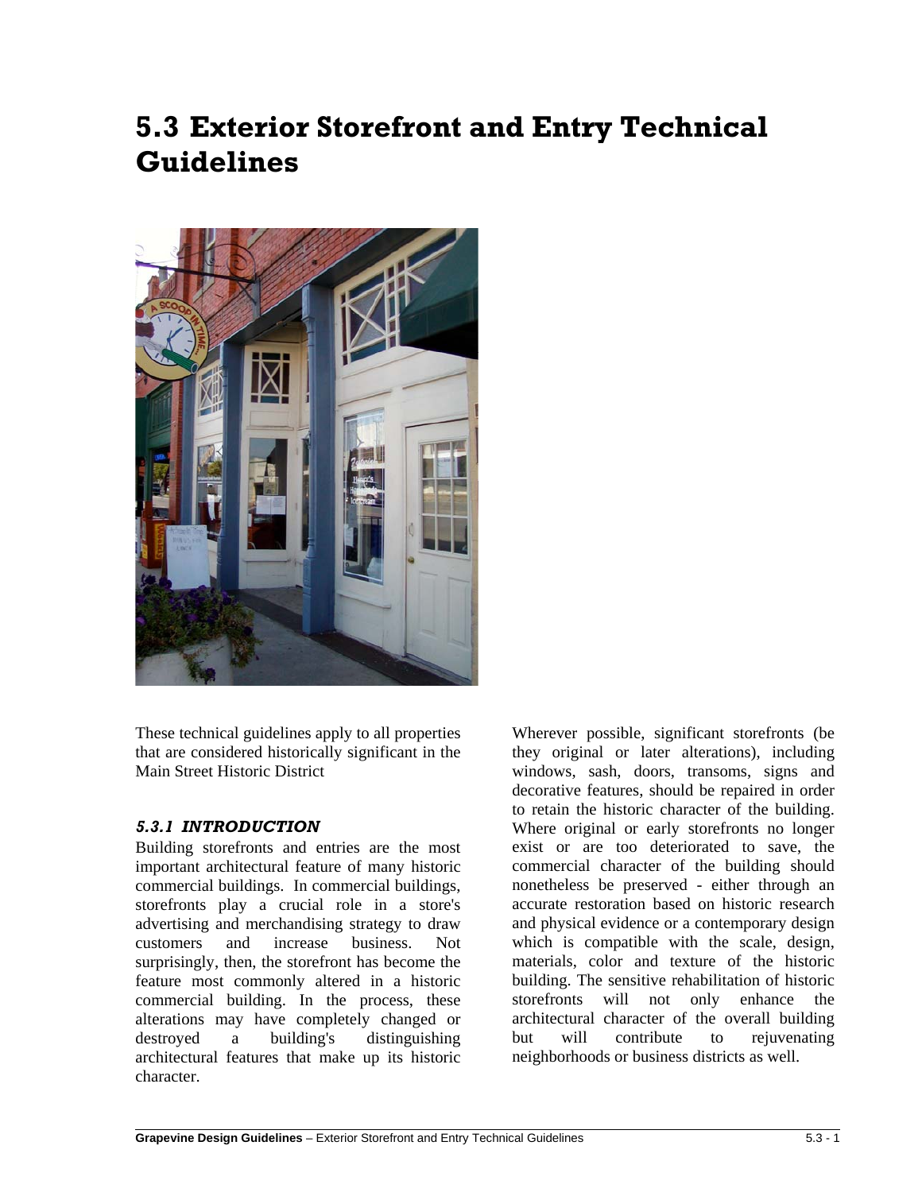# 5.3 Exterior Storefront and Entry Technical Guidelines

These technical guidelines apply to all properties that are considered historically significant in the Main Street Historic District

### *5.3.1 INTRODUCTION*

Building storefronts and entries are the most important architectural feature of many historic commercial buildings. In commercial buildings, storefronts play a crucial role in a store's advertising and merchandising strategy to draw customers and increase business. Not surprisingly, then, the storefront has become the feature most commonly altered in a historic commercial building. In the process, these alterations may have completely changed or destroyed a building's distinguishing architectural features that make up its historic character.

Wherever possible, significant storefronts (be they original or later alterations), including windows, sash, doors, transoms, signs and decorative features, should be repaired in order to retain the historic character of the building. Where original or early storefronts no longer exist or are too deteriorated to save, the commercial character of the building should nonetheless be preserved - either through an accurate restoration based on historic research and physical evidence or a contemporary design which is compatible with the scale, design, materials, color and texture of the historic building. The sensitive rehabilitation of historic storefronts will not only enhance the architectural character of the overall building but will contribute to rejuvenating neighborhoods or business districts as well.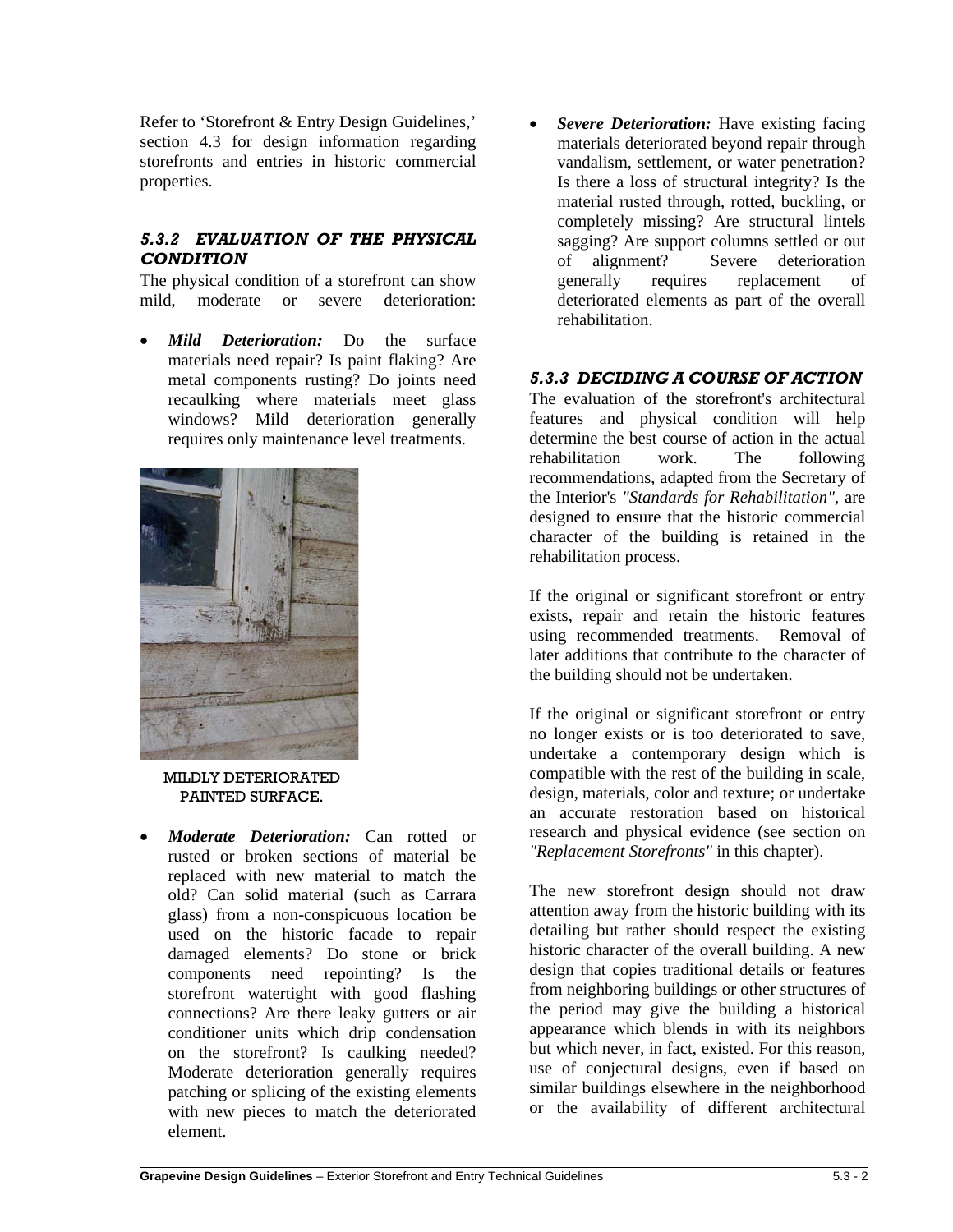Refer to 'Storefront & Entry Design Guidelines,' section 4.3 for design information regarding storefronts and entries in historic commercial properties.

### *5.3.2 EVALUATION OF THE PHYSICAL CONDITION*

The physical condition of a storefront can show mild, moderate or severe deterioration:

- ***Mild Deterioration:*** Do the surface materials need repair? Is paint flaking? Are metal components rusting? Do joints need recaulking where materials meet glass windows? Mild deterioration generally requires only maintenance level treatments.

MILDLY DETERIORATED PAINTED SURFACE.

- ***Moderate Deterioration:*** Can rotted or rusted or broken sections of material be replaced with new material to match the old? Can solid material (such as Carrara glass) from a non-conspicuous location be used on the historic facade to repair damaged elements? Do stone or brick components need repointing? Is the storefront watertight with good flashing connections? Are there leaky gutters or air conditioner units which drip condensation on the storefront? Is caulking needed? Moderate deterioration generally requires patching or splicing of the existing elements with new pieces to match the deteriorated element.

- ***Severe Deterioration:*** Have existing facing materials deteriorated beyond repair through vandalism, settlement, or water penetration? Is there a loss of structural integrity? Is the material rusted through, rotted, buckling, or completely missing? Are structural lintels sagging? Are support columns settled or out of alignment? Severe deterioration generally requires replacement of deteriorated elements as part of the overall rehabilitation.

### *5.3.3 DECIDING A COURSE OF ACTION*

The evaluation of the storefront's architectural features and physical condition will help determine the best course of action in the actual rehabilitation work. The following recommendations, adapted from the Secretary of the Interior's *"Standards for Rehabilitation"*, are designed to ensure that the historic commercial character of the building is retained in the rehabilitation process.

If the original or significant storefront or entry exists, repair and retain the historic features using recommended treatments. Removal of later additions that contribute to the character of the building should not be undertaken.

If the original or significant storefront or entry no longer exists or is too deteriorated to save, undertake a contemporary design which is compatible with the rest of the building in scale, design, materials, color and texture; or undertake an accurate restoration based on historical research and physical evidence (see section on *"Replacement Storefronts"* in this chapter).

The new storefront design should not draw attention away from the historic building with its detailing but rather should respect the existing historic character of the overall building. A new design that copies traditional details or features from neighboring buildings or other structures of the period may give the building a historical appearance which blends in with its neighbors but which never, in fact, existed. For this reason, use of conjectural designs, even if based on similar buildings elsewhere in the neighborhood or the availability of different architectural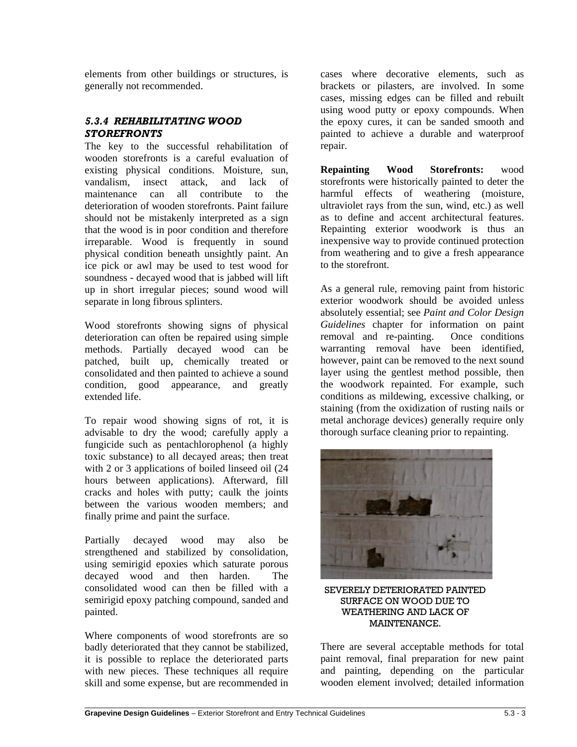elements from other buildings or structures, is generally not recommended.

### *5.3.4 REHABILITATING WOOD STOREFRONTS*

The key to the successful rehabilitation of wooden storefronts is a careful evaluation of existing physical conditions. Moisture, sun, vandalism, insect attack, and lack of maintenance can all contribute to the deterioration of wooden storefronts. Paint failure should not be mistakenly interpreted as a sign that the wood is in poor condition and therefore irreparable. Wood is frequently in sound physical condition beneath unsightly paint. An ice pick or awl may be used to test wood for soundness - decayed wood that is jabbed will lift up in short irregular pieces; sound wood will separate in long fibrous splinters.

Wood storefronts showing signs of physical deterioration can often be repaired using simple methods. Partially decayed wood can be patched, built up, chemically treated or consolidated and then painted to achieve a sound condition, good appearance, and greatly extended life.

To repair wood showing signs of rot, it is advisable to dry the wood; carefully apply a fungicide such as pentachlorophenol (a highly toxic substance) to all decayed areas; then treat with 2 or 3 applications of boiled linseed oil (24 hours between applications). Afterward, fill cracks and holes with putty; caulk the joints between the various wooden members; and finally prime and paint the surface.

Partially decayed wood may also be strengthened and stabilized by consolidation, using semirigid epoxies which saturate porous decayed wood and then harden. The consolidated wood can then be filled with a semirigid epoxy patching compound, sanded and painted.

Where components of wood storefronts are so badly deteriorated that they cannot be stabilized, it is possible to replace the deteriorated parts with new pieces. These techniques all require skill and some expense, but are recommended in cases where decorative elements, such as brackets or pilasters, are involved. In some cases, missing edges can be filled and rebuilt using wood putty or epoxy compounds. When the epoxy cures, it can be sanded smooth and painted to achieve a durable and waterproof repair.

**Repainting Wood Storefronts:** wood storefronts were historically painted to deter the harmful effects of weathering (moisture, ultraviolet rays from the sun, wind, etc.) as well as to define and accent architectural features. Repainting exterior woodwork is thus an inexpensive way to provide continued protection from weathering and to give a fresh appearance to the storefront.

As a general rule, removing paint from historic exterior woodwork should be avoided unless absolutely essential; see *Paint and Color Design Guidelines* chapter for information on paint removal and re-painting. Once conditions warranting removal have been identified, however, paint can be removed to the next sound layer using the gentlest method possible, then the woodwork repainted. For example, such conditions as mildewing, excessive chalking, or staining (from the oxidization of rusting nails or metal anchorage devices) generally require only thorough surface cleaning prior to repainting.

SEVERELY DETERIORATED PAINTED SURFACE ON WOOD DUE TO WEATHERING AND LACK OF MAINTENANCE.

There are several acceptable methods for total paint removal, final preparation for new paint and painting, depending on the particular wooden element involved; detailed information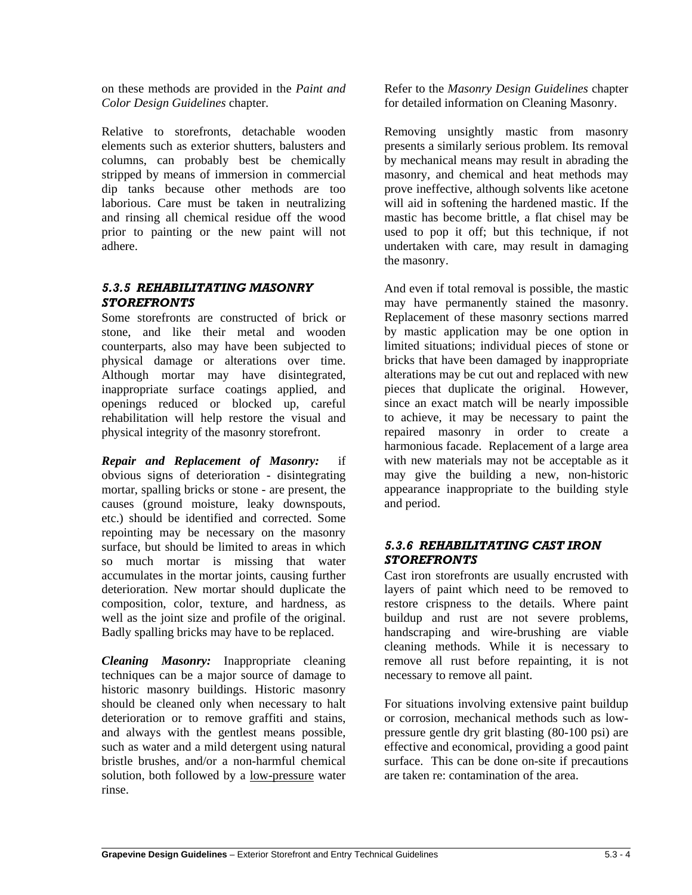on these methods are provided in the *Paint and Color Design Guidelines* chapter.

Relative to storefronts, detachable wooden elements such as exterior shutters, balusters and columns, can probably best be chemically stripped by means of immersion in commercial dip tanks because other methods are too laborious. Care must be taken in neutralizing and rinsing all chemical residue off the wood prior to painting or the new paint will not adhere.

### *5.3.5 REHABILITATING MASONRY STOREFRONTS*

Some storefronts are constructed of brick or stone, and like their metal and wooden counterparts, also may have been subjected to physical damage or alterations over time. Although mortar may have disintegrated, inappropriate surface coatings applied, and openings reduced or blocked up, careful rehabilitation will help restore the visual and physical integrity of the masonry storefront.

***Repair and Replacement of Masonry:*** if obvious signs of deterioration - disintegrating mortar, spalling bricks or stone - are present, the causes (ground moisture, leaky downspouts, etc.) should be identified and corrected. Some repointing may be necessary on the masonry surface, but should be limited to areas in which so much mortar is missing that water accumulates in the mortar joints, causing further deterioration. New mortar should duplicate the composition, color, texture, and hardness, as well as the joint size and profile of the original. Badly spalling bricks may have to be replaced.

***Cleaning Masonry:*** Inappropriate cleaning techniques can be a major source of damage to historic masonry buildings. Historic masonry should be cleaned only when necessary to halt deterioration or to remove graffiti and stains, and always with the gentlest means possible, such as water and a mild detergent using natural bristle brushes, and/or a non-harmful chemical solution, both followed by a low-pressure water rinse.

Refer to the *Masonry Design Guidelines* chapter for detailed information on Cleaning Masonry.

Removing unsightly mastic from masonry presents a similarly serious problem. Its removal by mechanical means may result in abrading the masonry, and chemical and heat methods may prove ineffective, although solvents like acetone will aid in softening the hardened mastic. If the mastic has become brittle, a flat chisel may be used to pop it off; but this technique, if not undertaken with care, may result in damaging the masonry.

And even if total removal is possible, the mastic may have permanently stained the masonry. Replacement of these masonry sections marred by mastic application may be one option in limited situations; individual pieces of stone or bricks that have been damaged by inappropriate alterations may be cut out and replaced with new pieces that duplicate the original. However, since an exact match will be nearly impossible to achieve, it may be necessary to paint the repaired masonry in order to create a harmonious facade. Replacement of a large area with new materials may not be acceptable as it may give the building a new, non-historic appearance inappropriate to the building style and period.

### *5.3.6 REHABILITATING CAST IRON STOREFRONTS*

Cast iron storefronts are usually encrusted with layers of paint which need to be removed to restore crispness to the details. Where paint buildup and rust are not severe problems, handscraping and wire-brushing are viable cleaning methods. While it is necessary to remove all rust before repainting, it is not necessary to remove all paint.

For situations involving extensive paint buildup or corrosion, mechanical methods such as low-pressure gentle dry grit blasting (80-100 psi) are effective and economical, providing a good paint surface. This can be done on-site if precautions are taken re: contamination of the area.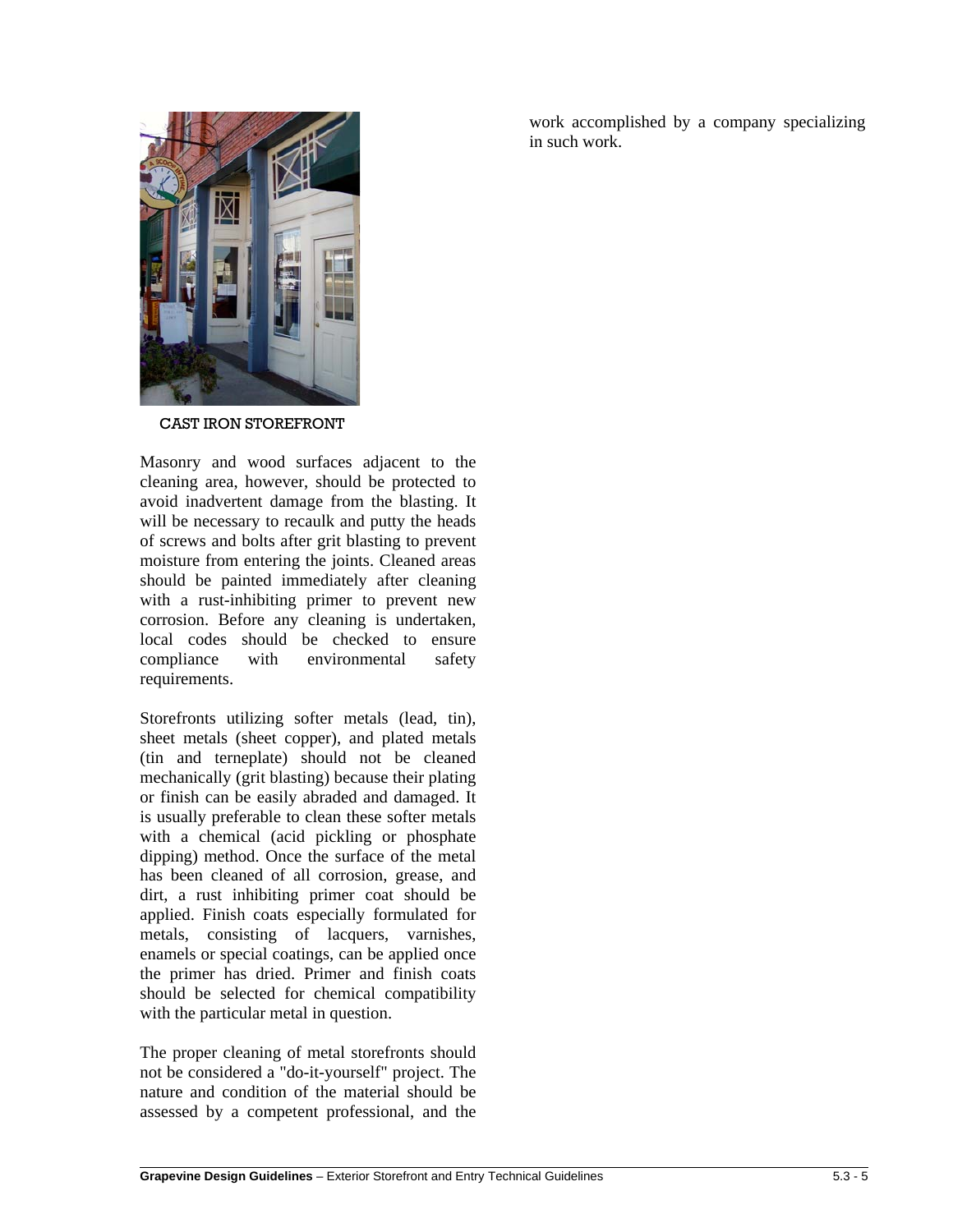CAST IRON STOREFRONT

Masonry and wood surfaces adjacent to the cleaning area, however, should be protected to avoid inadvertent damage from the blasting. It will be necessary to recaulk and putty the heads of screws and bolts after grit blasting to prevent moisture from entering the joints. Cleaned areas should be painted immediately after cleaning with a rust-inhibiting primer to prevent new corrosion. Before any cleaning is undertaken, local codes should be checked to ensure compliance with environmental safety requirements.

Storefronts utilizing softer metals (lead, tin), sheet metals (sheet copper), and plated metals (tin and terneplate) should not be cleaned mechanically (grit blasting) because their plating or finish can be easily abraded and damaged. It is usually preferable to clean these softer metals with a chemical (acid pickling or phosphate dipping) method. Once the surface of the metal has been cleaned of all corrosion, grease, and dirt, a rust inhibiting primer coat should be applied. Finish coats especially formulated for metals, consisting of lacquers, varnishes, enamels or special coatings, can be applied once the primer has dried. Primer and finish coats should be selected for chemical compatibility with the particular metal in question.

The proper cleaning of metal storefronts should not be considered a "do-it-yourself" project. The nature and condition of the material should be assessed by a competent professional, and the work accomplished by a company specializing in such work.